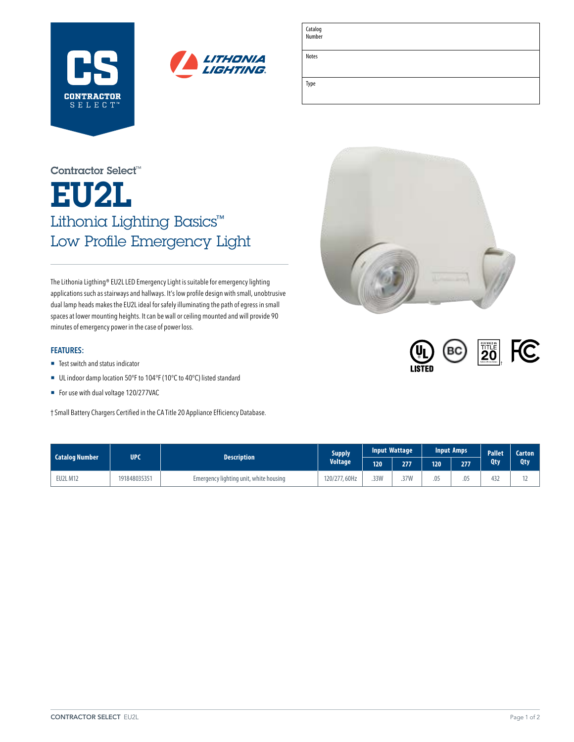CS CONTRACTOR SELECT™

LITHONIA LIGHTING

| Catalog Number | |
|---|---|
| Notes | |
| Type | |

Contractor Select™

# EU2L

## Lithonia Lighting Basics™ Low Profile Emergency Light

The Lithonia Ligthing® EU2L LED Emergency Light is suitable for emergency lighting applications such as stairways and hallways. It's low profile design with small, unobtrusive dual lamp heads makes the EU2L ideal for safely illuminating the path of egress in small spaces at lower mounting heights. It can be wall or ceiling mounted and will provide 90 minutes of emergency power in the case of power loss.

### FEATURES:

- Test switch and status indicator
- UL indoor damp location 50°F to 104°F (10°C to 40°C) listed standard
- For use with dual voltage 120/277VAC

† Small Battery Chargers Certified in the CA Title 20 Appliance Efficiency Database.

| Catalog Number | UPC | Description | Supply Voltage | Input Wattage | | Input Amps | | Pallet Qty | Carton Qty |
|---|---|---|---|---|---|---|---|---|---|
| | | | | 120 | 277 | 120 | 277 | | |
| EU2L M12 | 191848035351 | Emergency lighting unit, white housing | 120/277, 60Hz | .33W | .37W | .05 | .05 | 432 | 12 |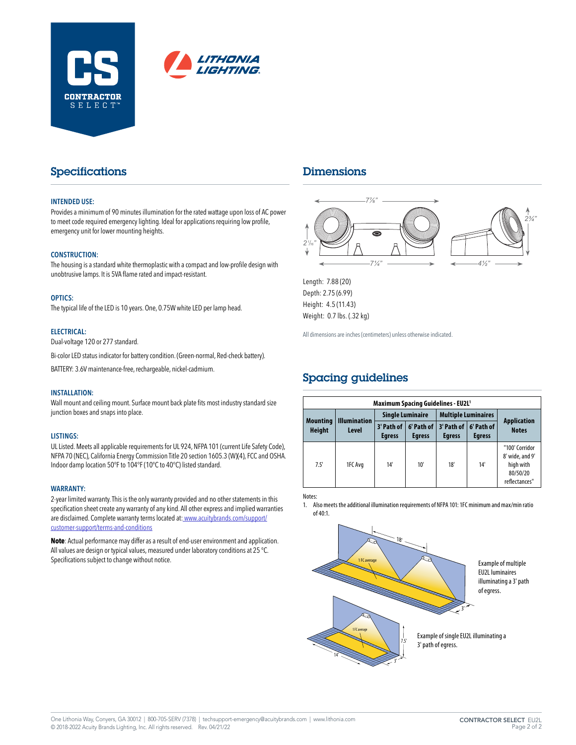## Specifications

**INTENDED USE:**

Provides a minimum of 90 minutes illumination for the rated wattage upon loss of AC power to meet code required emergency lighting. Ideal for applications requiring low profile, emergency unit for lower mounting heights.

**CONSTRUCTION:**

The housing is a standard white thermoplastic with a compact and low-profile design with unobtrusive lamps. It is 5VA flame rated and impact-resistant.

**OPTICS:**

The typical life of the LED is 10 years. One, 0.75W white LED per lamp head.

**ELECTRICAL:**

Dual-voltage 120 or 277 standard.

Bi-color LED status indicator for battery condition. (Green-normal, Red-check battery).

BATTERY: 3.6V maintenance-free, rechargeable, nickel-cadmium.

**INSTALLATION:**

Wall mount and ceiling mount. Surface mount back plate fits most industry standard size junction boxes and snaps into place.

**LISTINGS:**

UL Listed. Meets all applicable requirements for UL 924, NFPA 101 (current Life Safety Code), NFPA 70 (NEC), California Energy Commission Title 20 section 1605.3 (W)(4), FCC and OSHA. Indoor damp location 50°F to 104°F (10°C to 40°C) listed standard.

**WARRANTY:**

2-year limited warranty. This is the only warranty provided and no other statements in this specification sheet create any warranty of any kind. All other express and implied warranties are disclaimed. Complete warranty terms located at: www.acuitybrands.com/support/customer-support/terms-and-conditions

**Note**: Actual performance may differ as a result of end-user environment and application. All values are design or typical values, measured under laboratory conditions at 25 °C. Specifications subject to change without notice.

## Dimensions

7⅞"

2¹⁄₁₆"

7¼"

2¾"

4½"

Length: 7.88 (20)
Depth: 2.75 (6.99)
Height: 4.5 (11.43)
Weight: 0.7 lbs. (.32 kg)

All dimensions are inches (centimeters) unless otherwise indicated.

## Spacing guidelines

| Maximum Spacing Guidelines - EU2L[1] | | | | | | |
|---|---|---|---|---|---|---|
| Mounting Height | Illumination Level | Single Luminaire | | Multiple Luminaires | | Application Notes |
| | | 3' Path of Egress | 6' Path of Egress | 3' Path of Egress | 6' Path of Egress | |
| 7.5' | 1FC Avg | 14' | 10' | 18' | 14' | "100' Corridor 8' wide, and 9' high with 80/50/20 reflectances" |

Notes:

1. Also meets the additional illumination requirements of NFPA 101: 1FC minimum and max/min ratio of 40:1.

18'

1 FC average

3'

Example of multiple EU2L luminaires illuminating a 3' path of egress.

1 FC average

7.5'

14'

3'

Example of single EU2L illuminating a 3' path of egress.

One Lithonia Way, Conyers, GA 30012 | 800-705-SERV (7378) | techsupport-emergency@acuitybrands.com | www.lithonia.com
© 2018-2022 Acuity Brands Lighting, Inc. All rights reserved. Rev. 04/21/22